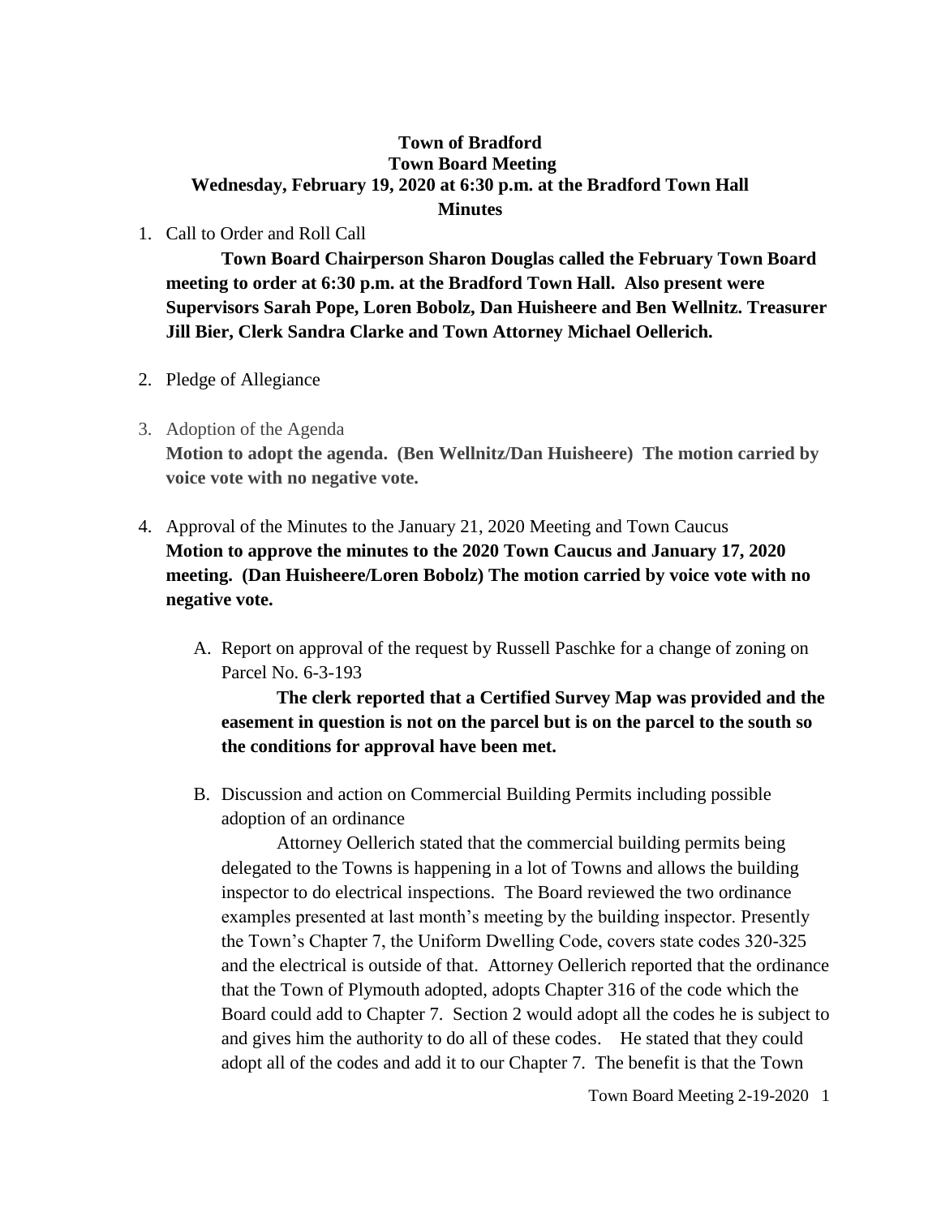**Town of Bradford**
**Town Board Meeting**
**Wednesday, February 19, 2020 at 6:30 p.m. at the Bradford Town Hall**
**Minutes**

1. Call to Order and Roll Call

   **Town Board Chairperson Sharon Douglas called the February Town Board meeting to order at 6:30 p.m. at the Bradford Town Hall. Also present were Supervisors Sarah Pope, Loren Bobolz, Dan Huisheere and Ben Wellnitz. Treasurer Jill Bier, Clerk Sandra Clarke and Town Attorney Michael Oellerich.**

2. Pledge of Allegiance

3. Adoption of the Agenda
   **Motion to adopt the agenda. (Ben Wellnitz/Dan Huisheere) The motion carried by voice vote with no negative vote.**

4. Approval of the Minutes to the January 21, 2020 Meeting and Town Caucus
   **Motion to approve the minutes to the 2020 Town Caucus and January 17, 2020 meeting. (Dan Huisheere/Loren Bobolz) The motion carried by voice vote with no negative vote.**

   A. Report on approval of the request by Russell Paschke for a change of zoning on Parcel No. 6-3-193

      **The clerk reported that a Certified Survey Map was provided and the easement in question is not on the parcel but is on the parcel to the south so the conditions for approval have been met.**

   B. Discussion and action on Commercial Building Permits including possible adoption of an ordinance

      Attorney Oellerich stated that the commercial building permits being delegated to the Towns is happening in a lot of Towns and allows the building inspector to do electrical inspections. The Board reviewed the two ordinance examples presented at last month's meeting by the building inspector. Presently the Town's Chapter 7, the Uniform Dwelling Code, covers state codes 320-325 and the electrical is outside of that. Attorney Oellerich reported that the ordinance that the Town of Plymouth adopted, adopts Chapter 316 of the code which the Board could add to Chapter 7. Section 2 would adopt all the codes he is subject to and gives him the authority to do all of these codes. He stated that they could adopt all of the codes and add it to our Chapter 7. The benefit is that the Town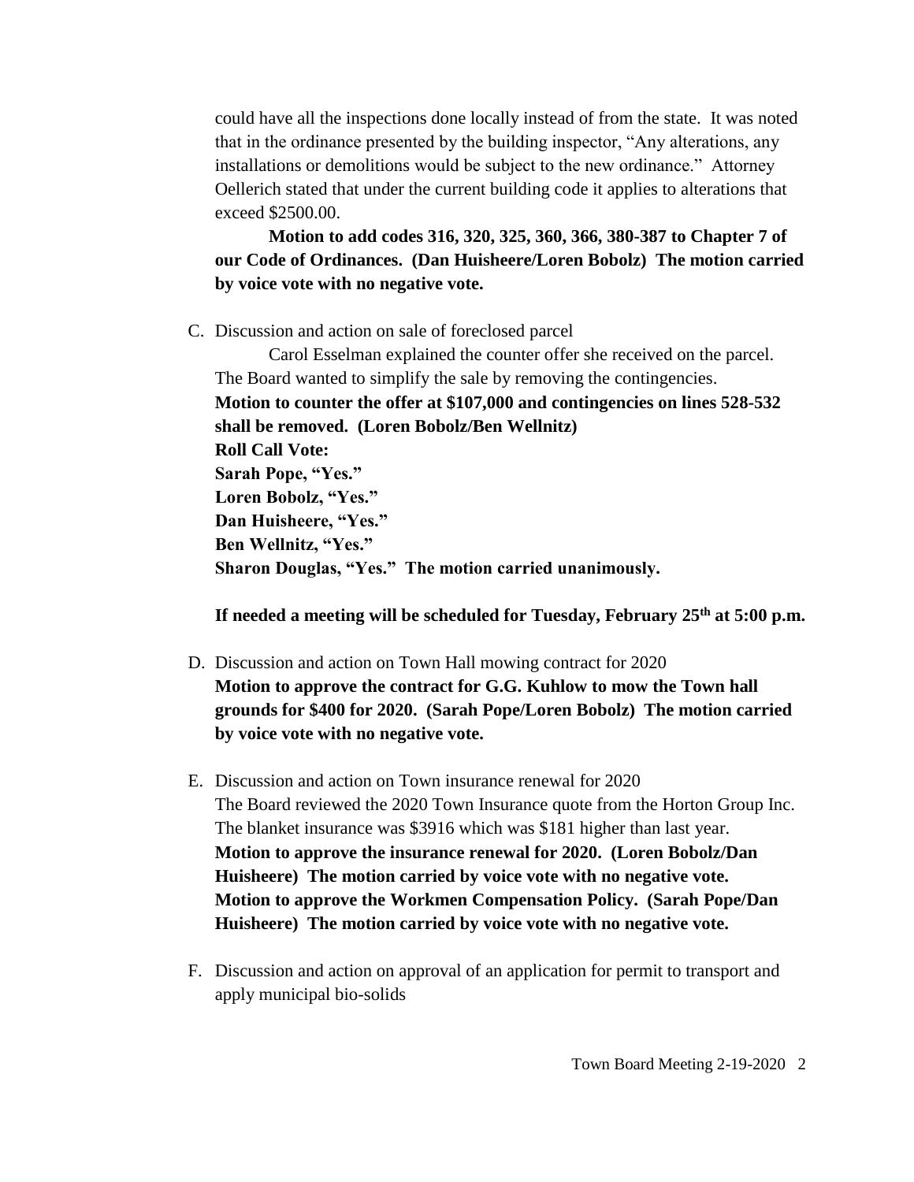could have all the inspections done locally instead of from the state. It was noted that in the ordinance presented by the building inspector, "Any alterations, any installations or demolitions would be subject to the new ordinance." Attorney Oellerich stated that under the current building code it applies to alterations that exceed $2500.00.

**Motion to add codes 316, 320, 325, 360, 366, 380-387 to Chapter 7 of our Code of Ordinances. (Dan Huisheere/Loren Bobolz) The motion carried by voice vote with no negative vote.**

C. Discussion and action on sale of foreclosed parcel

Carol Esselman explained the counter offer she received on the parcel. The Board wanted to simplify the sale by removing the contingencies.

**Motion to counter the offer at $107,000 and contingencies on lines 528-532 shall be removed. (Loren Bobolz/Ben Wellnitz)**
**Roll Call Vote:**
**Sarah Pope, "Yes."**
**Loren Bobolz, "Yes."**
**Dan Huisheere, "Yes."**
**Ben Wellnitz, "Yes."**
**Sharon Douglas, "Yes." The motion carried unanimously.**

**If needed a meeting will be scheduled for Tuesday, February 25th at 5:00 p.m.**

D. Discussion and action on Town Hall mowing contract for 2020
**Motion to approve the contract for G.G. Kuhlow to mow the Town hall grounds for $400 for 2020. (Sarah Pope/Loren Bobolz) The motion carried by voice vote with no negative vote.**

E. Discussion and action on Town insurance renewal for 2020
The Board reviewed the 2020 Town Insurance quote from the Horton Group Inc. The blanket insurance was $3916 which was $181 higher than last year.
**Motion to approve the insurance renewal for 2020. (Loren Bobolz/Dan Huisheere) The motion carried by voice vote with no negative vote.**
**Motion to approve the Workmen Compensation Policy. (Sarah Pope/Dan Huisheere) The motion carried by voice vote with no negative vote.**

F. Discussion and action on approval of an application for permit to transport and apply municipal bio-solids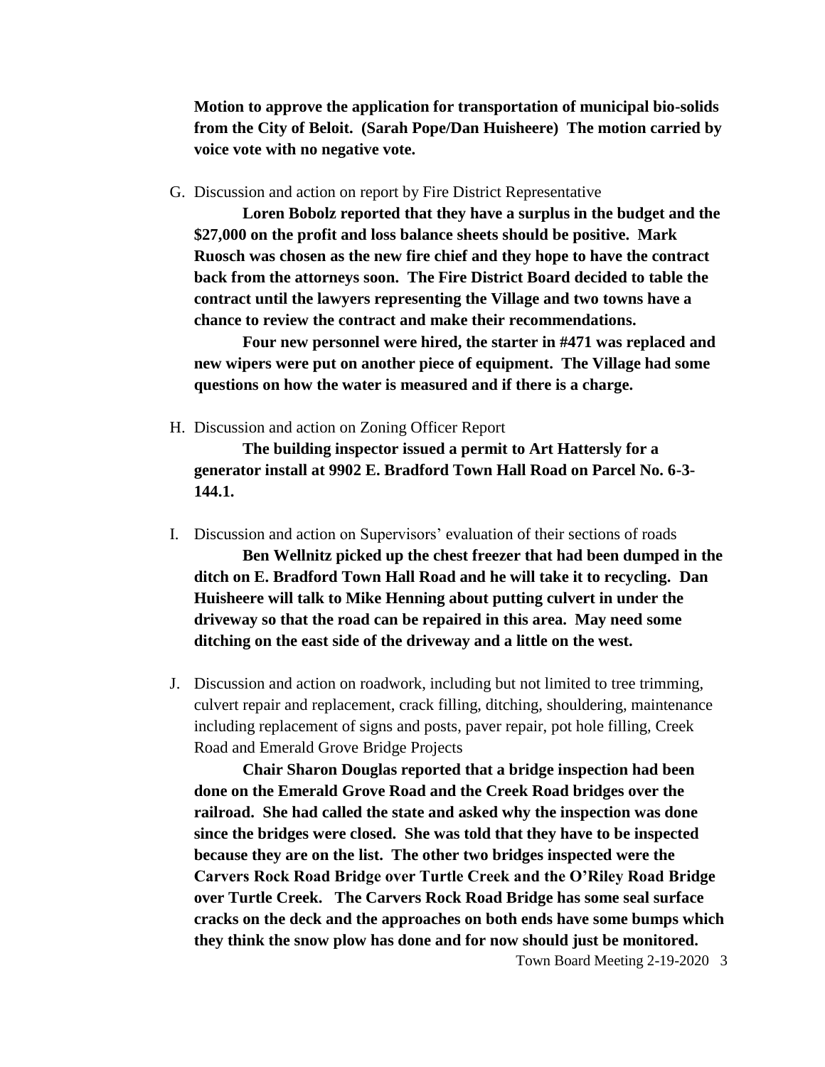**Motion to approve the application for transportation of municipal bio-solids from the City of Beloit. (Sarah Pope/Dan Huisheere) The motion carried by voice vote with no negative vote.**

G. Discussion and action on report by Fire District Representative

**Loren Bobolz reported that they have a surplus in the budget and the $27,000 on the profit and loss balance sheets should be positive. Mark Ruosch was chosen as the new fire chief and they hope to have the contract back from the attorneys soon. The Fire District Board decided to table the contract until the lawyers representing the Village and two towns have a chance to review the contract and make their recommendations.**

**Four new personnel were hired, the starter in #471 was replaced and new wipers were put on another piece of equipment. The Village had some questions on how the water is measured and if there is a charge.**

H. Discussion and action on Zoning Officer Report

**The building inspector issued a permit to Art Hattersly for a generator install at 9902 E. Bradford Town Hall Road on Parcel No. 6-3-144.1.**

I. Discussion and action on Supervisors' evaluation of their sections of roads

**Ben Wellnitz picked up the chest freezer that had been dumped in the ditch on E. Bradford Town Hall Road and he will take it to recycling. Dan Huisheere will talk to Mike Henning about putting culvert in under the driveway so that the road can be repaired in this area. May need some ditching on the east side of the driveway and a little on the west.**

J. Discussion and action on roadwork, including but not limited to tree trimming, culvert repair and replacement, crack filling, ditching, shouldering, maintenance including replacement of signs and posts, paver repair, pot hole filling, Creek Road and Emerald Grove Bridge Projects

**Chair Sharon Douglas reported that a bridge inspection had been done on the Emerald Grove Road and the Creek Road bridges over the railroad. She had called the state and asked why the inspection was done since the bridges were closed. She was told that they have to be inspected because they are on the list. The other two bridges inspected were the Carvers Rock Road Bridge over Turtle Creek and the O'Riley Road Bridge over Turtle Creek. The Carvers Rock Road Bridge has some seal surface cracks on the deck and the approaches on both ends have some bumps which they think the snow plow has done and for now should just be monitored.**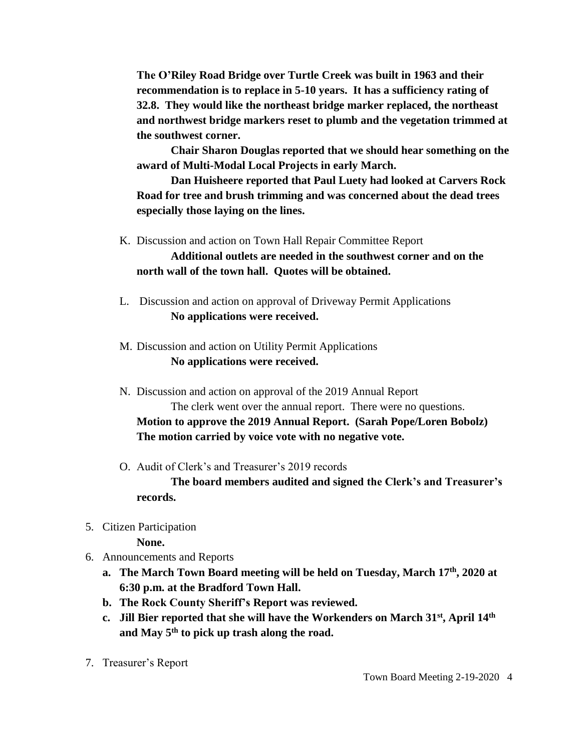**The O'Riley Road Bridge over Turtle Creek was built in 1963 and their recommendation is to replace in 5-10 years. It has a sufficiency rating of 32.8. They would like the northeast bridge marker replaced, the northeast and northwest bridge markers reset to plumb and the vegetation trimmed at the southwest corner.**

**Chair Sharon Douglas reported that we should hear something on the award of Multi-Modal Local Projects in early March.**

**Dan Huisheere reported that Paul Luety had looked at Carvers Rock Road for tree and brush trimming and was concerned about the dead trees especially those laying on the lines.**

K. Discussion and action on Town Hall Repair Committee Report

**Additional outlets are needed in the southwest corner and on the north wall of the town hall. Quotes will be obtained.**

L. Discussion and action on approval of Driveway Permit Applications

**No applications were received.**

M. Discussion and action on Utility Permit Applications

**No applications were received.**

N. Discussion and action on approval of the 2019 Annual Report

The clerk went over the annual report. There were no questions.

**Motion to approve the 2019 Annual Report. (Sarah Pope/Loren Bobolz) The motion carried by voice vote with no negative vote.**

O. Audit of Clerk's and Treasurer's 2019 records

**The board members audited and signed the Clerk's and Treasurer's records.**

5. Citizen Participation

**None.**

6. Announcements and Reports
   - **a. The March Town Board meeting will be held on Tuesday, March 17th, 2020 at 6:30 p.m. at the Bradford Town Hall.**
   - **b. The Rock County Sheriff's Report was reviewed.**
   - **c. Jill Bier reported that she will have the Workenders on March 31st, April 14th and May 5th to pick up trash along the road.**

7. Treasurer's Report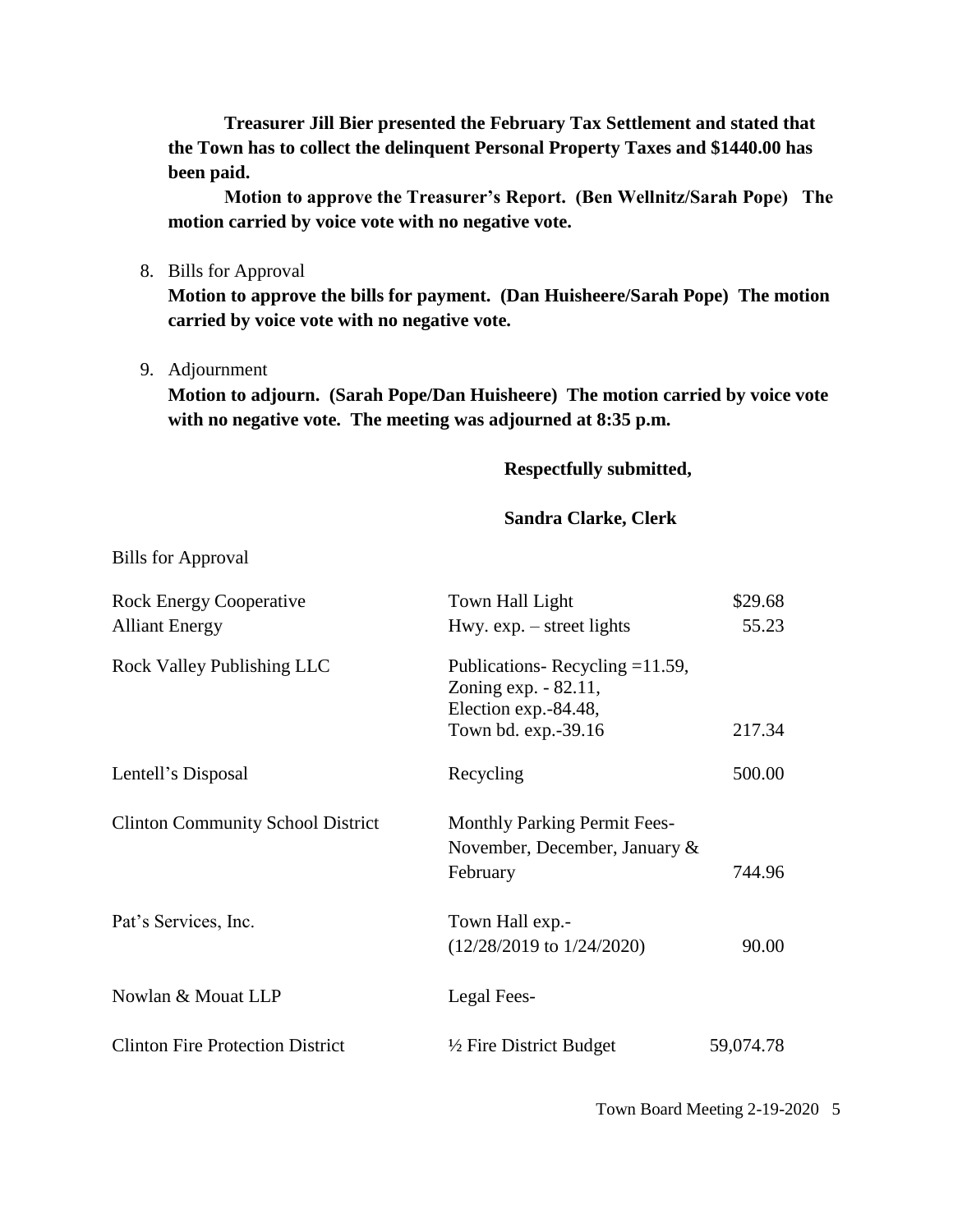**Treasurer Jill Bier presented the February Tax Settlement and stated that the Town has to collect the delinquent Personal Property Taxes and $1440.00 has been paid.**

**Motion to approve the Treasurer's Report. (Ben Wellnitz/Sarah Pope) The motion carried by voice vote with no negative vote.**

8. Bills for Approval

   **Motion to approve the bills for payment. (Dan Huisheere/Sarah Pope) The motion carried by voice vote with no negative vote.**

9. Adjournment

   **Motion to adjourn. (Sarah Pope/Dan Huisheere) The motion carried by voice vote with no negative vote. The meeting was adjourned at 8:35 p.m.**

**Respectfully submitted,**

**Sandra Clarke, Clerk**

Bills for Approval

| | | |
|---|---|---|
| Rock Energy Cooperative | Town Hall Light | $29.68 |
| Alliant Energy | Hwy. exp. – street lights | 55.23 |
| Rock Valley Publishing LLC | Publications- Recycling =11.59, Zoning exp. - 82.11, Election exp.-84.48, Town bd. exp.-39.16 | 217.34 |
| Lentell's Disposal | Recycling | 500.00 |
| Clinton Community School District | Monthly Parking Permit Fees- November, December, January & February | 744.96 |
| Pat's Services, Inc. | Town Hall exp.- (12/28/2019 to 1/24/2020) | 90.00 |
| Nowlan & Mouat LLP | Legal Fees- | |
| Clinton Fire Protection District | ½ Fire District Budget | 59,074.78 |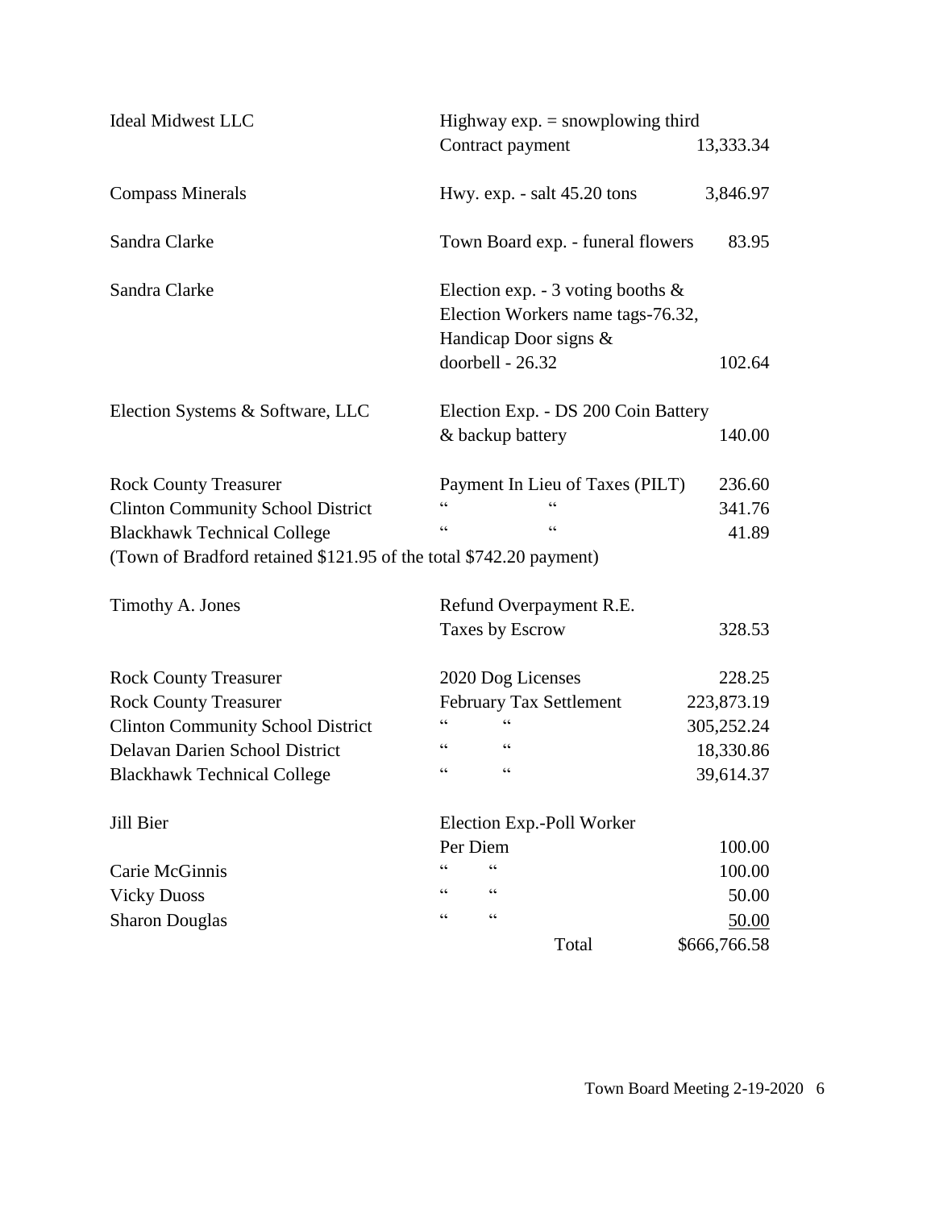| | | |
|---|---|---|
| Ideal Midwest LLC | Highway exp. = snowplowing third Contract payment | 13,333.34 |
| Compass Minerals | Hwy. exp. - salt 45.20 tons | 3,846.97 |
| Sandra Clarke | Town Board exp. - funeral flowers | 83.95 |
| Sandra Clarke | Election exp. - 3 voting booths & Election Workers name tags-76.32, Handicap Door signs & doorbell - 26.32 | 102.64 |
| Election Systems & Software, LLC | Election Exp. - DS 200 Coin Battery & backup battery | 140.00 |
| Rock County Treasurer | Payment In Lieu of Taxes (PILT) | 236.60 |
| Clinton Community School District | " " | 341.76 |
| Blackhawk Technical College | " " | 41.89 |

(Town of Bradford retained $121.95 of the total $742.20 payment)

| | | |
|---|---|---|
| Timothy A. Jones | Refund Overpayment R.E. Taxes by Escrow | 328.53 |
| Rock County Treasurer | 2020 Dog Licenses | 228.25 |
| Rock County Treasurer | February Tax Settlement | 223,873.19 |
| Clinton Community School District | " " | 305,252.24 |
| Delavan Darien School District | " " | 18,330.86 |
| Blackhawk Technical College | " " | 39,614.37 |
| Jill Bier | Election Exp.-Poll Worker Per Diem | 100.00 |
| Carie McGinnis | " " | 100.00 |
| Vicky Duoss | " " | 50.00 |
| Sharon Douglas | " " | 50.00 |
| | Total | $666,766.58 |